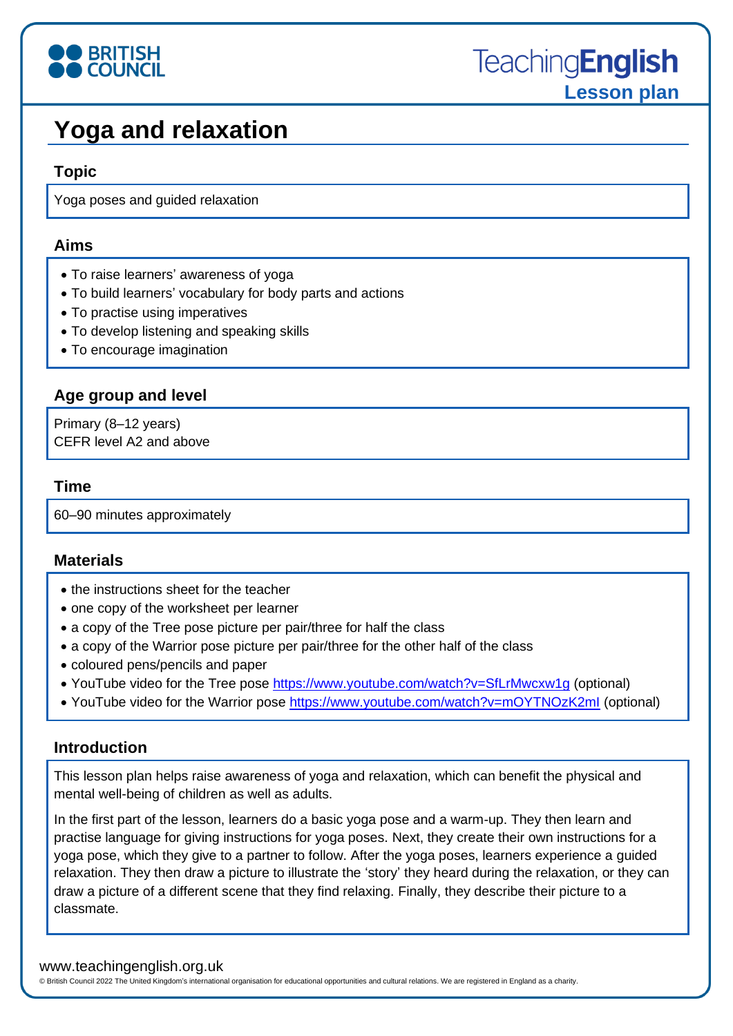# Yoga and relaxation

## Topic

Yoga poses and guided relaxation

## Aims

- To raise learners' awareness of yoga
- To build learners' vocabulary for body parts and actions
- To practise using imperatives
- To develop listening and speaking skills
- To encourage imagination

## Age group and level

Primary (8–12 years)
CEFR level A2 and above

## Time

60–90 minutes approximately

## Materials

- the instructions sheet for the teacher
- one copy of the worksheet per learner
- a copy of the Tree pose picture per pair/three for half the class
- a copy of the Warrior pose picture per pair/three for the other half of the class
- coloured pens/pencils and paper
- YouTube video for the Tree pose https://www.youtube.com/watch?v=SfLrMwcxw1g (optional)
- YouTube video for the Warrior pose https://www.youtube.com/watch?v=mOYTNOzK2mI (optional)

## Introduction

This lesson plan helps raise awareness of yoga and relaxation, which can benefit the physical and mental well-being of children as well as adults.

In the first part of the lesson, learners do a basic yoga pose and a warm-up. They then learn and practise language for giving instructions for yoga poses. Next, they create their own instructions for a yoga pose, which they give to a partner to follow. After the yoga poses, learners experience a guided relaxation. They then draw a picture to illustrate the 'story' they heard during the relaxation, or they can draw a picture of a different scene that they find relaxing. Finally, they describe their picture to a classmate.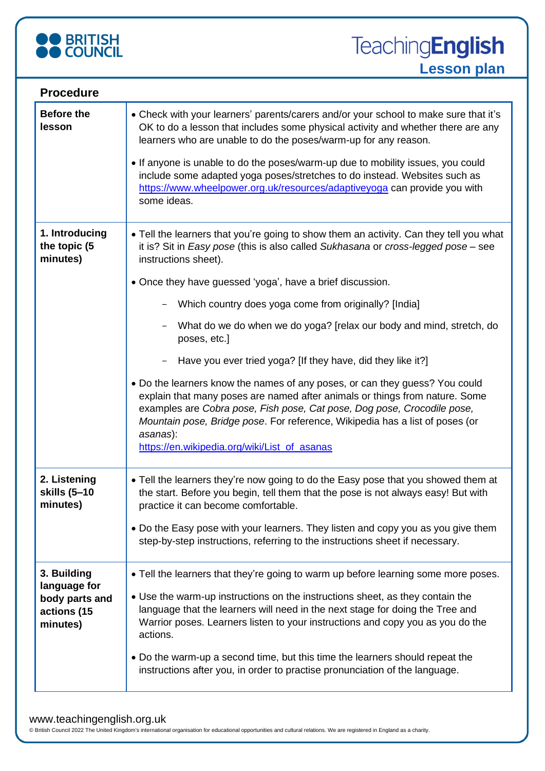## Procedure

| | |
|---|---|
| **Before the lesson** | • Check with your learners' parents/carers and/or your school to make sure that it's OK to do a lesson that includes some physical activity and whether there are any learners who are unable to do the poses/warm-up for any reason.<br><br>• If anyone is unable to do the poses/warm-up due to mobility issues, you could include some adapted yoga poses/stretches to do instead. Websites such as https://www.wheelpower.org.uk/resources/adaptiveyoga can provide you with some ideas. |
| **1. Introducing the topic (5 minutes)** | • Tell the learners that you're going to show them an activity. Can they tell you what it is? Sit in *Easy pose* (this is also called *Sukhasana* or *cross-legged pose* – see instructions sheet).<br><br>• Once they have guessed 'yoga', have a brief discussion.<br><br>– Which country does yoga come from originally? [India]<br><br>– What do we do when we do yoga? [relax our body and mind, stretch, do poses, etc.]<br><br>– Have you ever tried yoga? [If they have, did they like it?]<br><br>• Do the learners know the names of any poses, or can they guess? You could explain that many poses are named after animals or things from nature. Some examples are *Cobra pose, Fish pose, Cat pose, Dog pose, Crocodile pose, Mountain pose, Bridge pose*. For reference, Wikipedia has a list of poses (or *asanas*):<br>https://en.wikipedia.org/wiki/List_of_asanas |
| **2. Listening skills (5–10 minutes)** | • Tell the learners they're now going to do the Easy pose that you showed them at the start. Before you begin, tell them that the pose is not always easy! But with practice it can become comfortable.<br><br>• Do the Easy pose with your learners. They listen and copy you as you give them step-by-step instructions, referring to the instructions sheet if necessary. |
| **3. Building language for body parts and actions (15 minutes)** | • Tell the learners that they're going to warm up before learning some more poses.<br><br>• Use the warm-up instructions on the instructions sheet, as they contain the language that the learners will need in the next stage for doing the Tree and Warrior poses. Learners listen to your instructions and copy you as you do the actions.<br><br>• Do the warm-up a second time, but this time the learners should repeat the instructions after you, in order to practise pronunciation of the language. |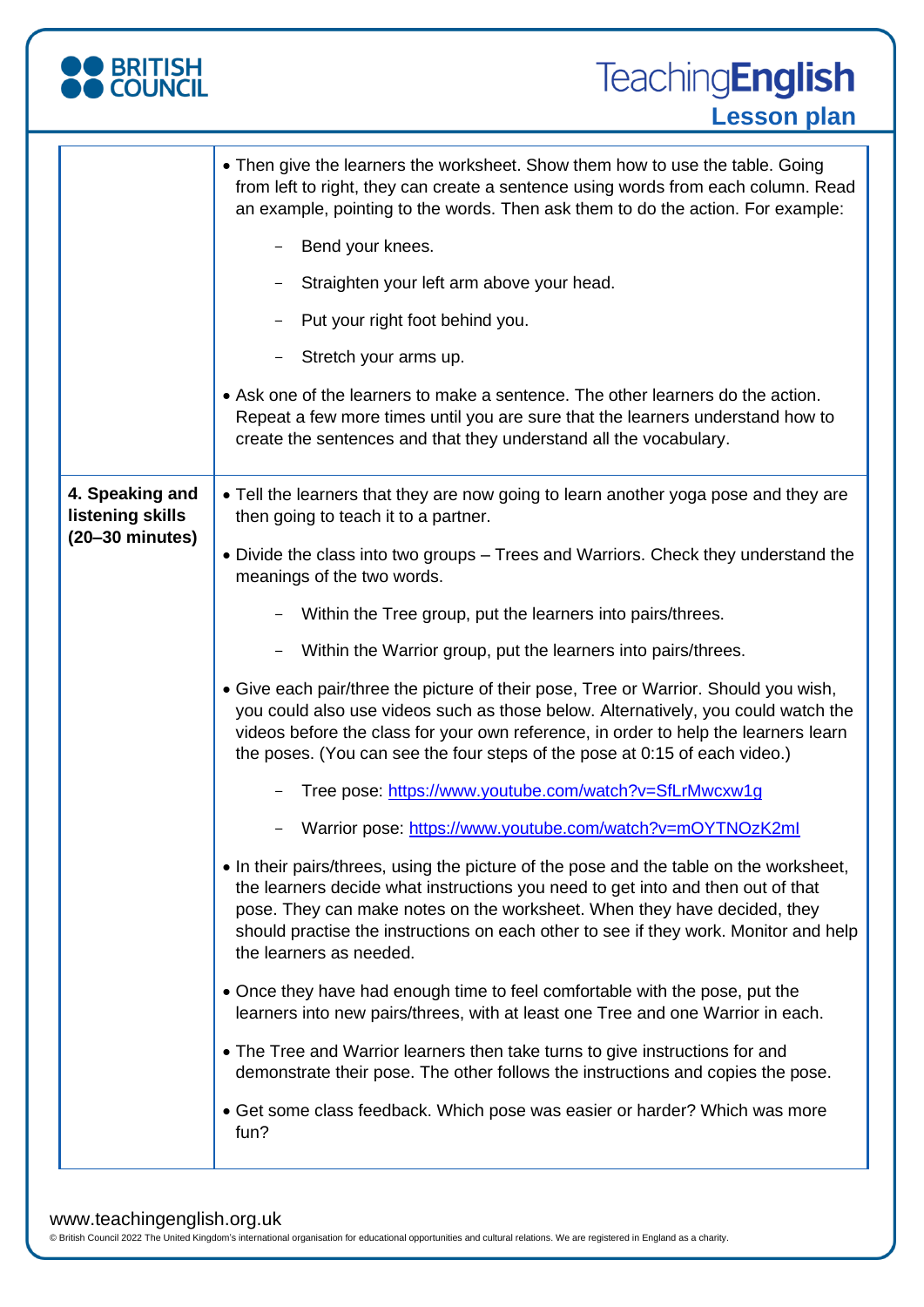| | |
|---|---|
| | • Then give the learners the worksheet. Show them how to use the table. Going from left to right, they can create a sentence using words from each column. Read an example, pointing to the words. Then ask them to do the action. For example:<br>– Bend your knees.<br>– Straighten your left arm above your head.<br>– Put your right foot behind you.<br>– Stretch your arms up.<br>• Ask one of the learners to make a sentence. The other learners do the action. Repeat a few more times until you are sure that the learners understand how to create the sentences and that they understand all the vocabulary. |
| **4. Speaking and listening skills (20–30 minutes)** | • Tell the learners that they are now going to learn another yoga pose and they are then going to teach it to a partner.<br>• Divide the class into two groups – Trees and Warriors. Check they understand the meanings of the two words.<br>– Within the Tree group, put the learners into pairs/threes.<br>– Within the Warrior group, put the learners into pairs/threes.<br>• Give each pair/three the picture of their pose, Tree or Warrior. Should you wish, you could also use videos such as those below. Alternatively, you could watch the videos before the class for your own reference, in order to help the learners learn the poses. (You can see the four steps of the pose at 0:15 of each video.)<br>– Tree pose: https://www.youtube.com/watch?v=SfLrMwcxw1g<br>– Warrior pose: https://www.youtube.com/watch?v=mOYTNOzK2mI<br>• In their pairs/threes, using the picture of the pose and the table on the worksheet, the learners decide what instructions you need to get into and then out of that pose. They can make notes on the worksheet. When they have decided, they should practise the instructions on each other to see if they work. Monitor and help the learners as needed.<br>• Once they have had enough time to feel comfortable with the pose, put the learners into new pairs/threes, with at least one Tree and one Warrior in each.<br>• The Tree and Warrior learners then take turns to give instructions for and demonstrate their pose. The other follows the instructions and copies the pose.<br>• Get some class feedback. Which pose was easier or harder? Which was more fun? |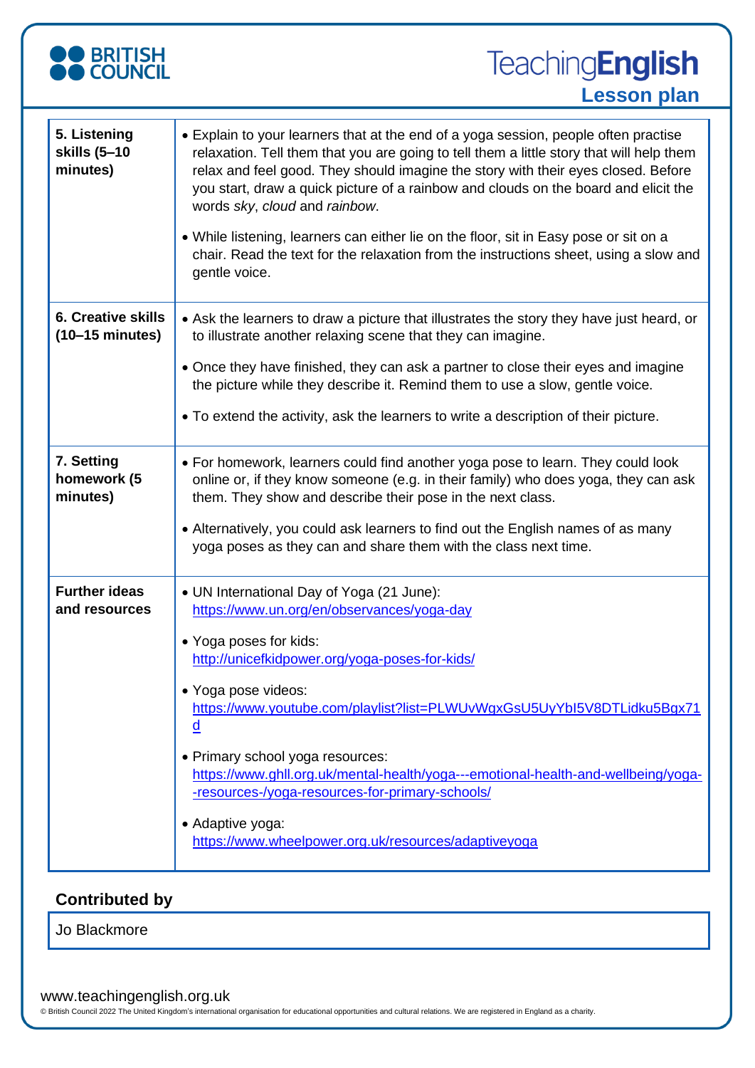| | |
|---|---|
| **5. Listening skills (5–10 minutes)** | • Explain to your learners that at the end of a yoga session, people often practise relaxation. Tell them that you are going to tell them a little story that will help them relax and feel good. They should imagine the story with their eyes closed. Before you start, draw a quick picture of a rainbow and clouds on the board and elicit the words *sky*, *cloud* and *rainbow*.<br><br>• While listening, learners can either lie on the floor, sit in Easy pose or sit on a chair. Read the text for the relaxation from the instructions sheet, using a slow and gentle voice. |
| **6. Creative skills (10–15 minutes)** | • Ask the learners to draw a picture that illustrates the story they have just heard, or to illustrate another relaxing scene that they can imagine.<br><br>• Once they have finished, they can ask a partner to close their eyes and imagine the picture while they describe it. Remind them to use a slow, gentle voice.<br><br>• To extend the activity, ask the learners to write a description of their picture. |
| **7. Setting homework (5 minutes)** | • For homework, learners could find another yoga pose to learn. They could look online or, if they know someone (e.g. in their family) who does yoga, they can ask them. They show and describe their pose in the next class.<br><br>• Alternatively, you could ask learners to find out the English names of as many yoga poses as they can and share them with the class next time. |
| **Further ideas and resources** | • UN International Day of Yoga (21 June): https://www.un.org/en/observances/yoga-day<br><br>• Yoga poses for kids: http://unicefkidpower.org/yoga-poses-for-kids/<br><br>• Yoga pose videos: https://www.youtube.com/playlist?list=PLWUvWgxGsU5UyYbI5V8DTLidku5Bgx71d<br><br>• Primary school yoga resources: https://www.ghll.org.uk/mental-health/yoga---emotional-health-and-wellbeing/yoga--resources-/yoga-resources-for-primary-schools/<br><br>• Adaptive yoga: https://www.wheelpower.org.uk/resources/adaptiveyoga |

## Contributed by

Jo Blackmore